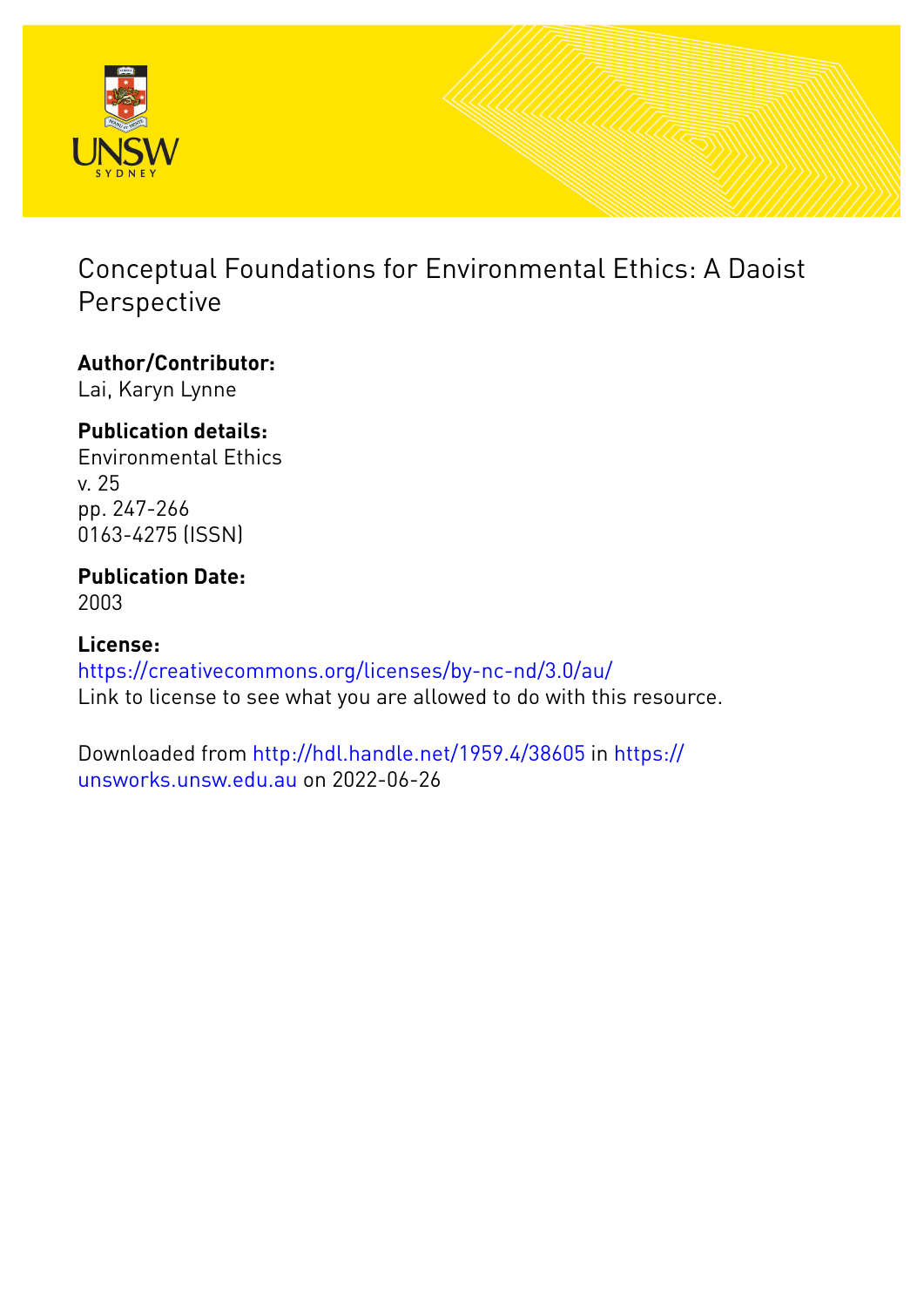# Conceptual Foundations for Environmental Ethics: A Daoist Perspective

**Author/Contributor:**
Lai, Karyn Lynne

**Publication details:**
Environmental Ethics
v. 25
pp. 247-266
0163-4275 (ISSN)

**Publication Date:**
2003

**License:**
https://creativecommons.org/licenses/by-nc-nd/3.0/au/
Link to license to see what you are allowed to do with this resource.

Downloaded from http://hdl.handle.net/1959.4/38605 in https://unsworks.unsw.edu.au on 2022-06-26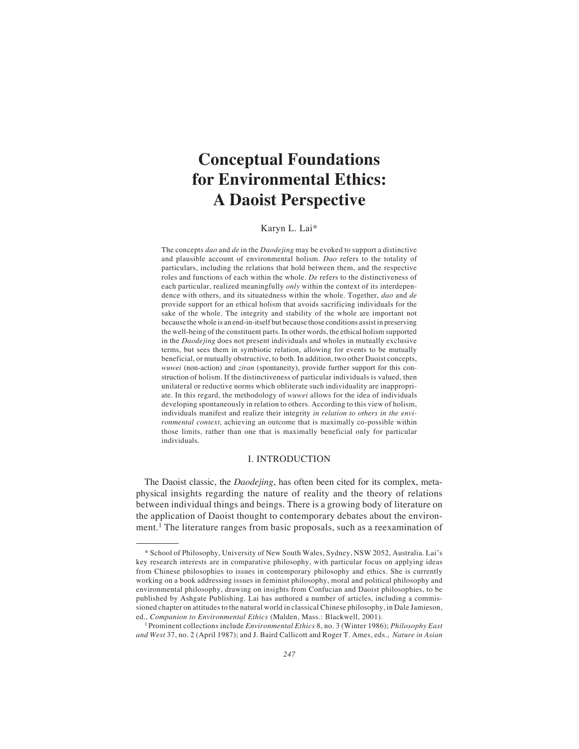# Conceptual Foundations for Environmental Ethics: A Daoist Perspective

Karyn L. Lai*

The concepts *dao* and *de* in the *Daodejing* may be evoked to support a distinctive and plausible account of environmental holism. *Dao* refers to the totality of particulars, including the relations that hold between them, and the respective roles and functions of each within the whole. *De* refers to the distinctiveness of each particular, realized meaningfully *only* within the context of its interdependence with others, and its situatedness within the whole. Together, *dao* and *de* provide support for an ethical holism that avoids sacrificing individuals for the sake of the whole. The integrity and stability of the whole are important not because the whole is an end-in-itself but because those conditions assist in preserving the well-being of the constituent parts. In other words, the ethical holism supported in the *Daodejing* does not present individuals and wholes in mutually exclusive terms, but sees them in symbiotic relation, allowing for events to be mutually beneficial, or mutually obstructive, to both. In addition, two other Daoist concepts, *wuwei* (non-action) and *ziran* (spontaneity), provide further support for this construction of holism. If the distinctiveness of particular individuals is valued, then unilateral or reductive norms which obliterate such individuality are inappropriate. In this regard, the methodology of *wuwei* allows for the idea of individuals developing spontaneously in relation to others. According to this view of holism, individuals manifest and realize their integrity *in relation to others in the environmental context*, achieving an outcome that is maximally co-possible within those limits, rather than one that is maximally beneficial only for particular individuals.

## I. INTRODUCTION

The Daoist classic, the *Daodejing*, has often been cited for its complex, metaphysical insights regarding the nature of reality and the theory of relations between individual things and beings. There is a growing body of literature on the application of Daoist thought to contemporary debates about the environment.[1] The literature ranges from basic proposals, such as a reexamination of

---

\* School of Philosophy, University of New South Wales, Sydney, NSW 2052, Australia. Lai's key research interests are in comparative philosophy, with particular focus on applying ideas from Chinese philosophies to issues in contemporary philosophy and ethics. She is currently working on a book addressing issues in feminist philosophy, moral and political philosophy and environmental philosophy, drawing on insights from Confucian and Daoist philosophies, to be published by Ashgate Publishing. Lai has authored a number of articles, including a commissioned chapter on attitudes to the natural world in classical Chinese philosophy, in Dale Jamieson, ed., *Companion to Environmental Ethics* (Malden, Mass.: Blackwell, 2001).

[1] Prominent collections include *Environmental Ethics* 8, no. 3 (Winter 1986); *Philosophy East and West* 37, no. 2 (April 1987); and J. Baird Callicott and Roger T. Ames, eds., *Nature in Asian*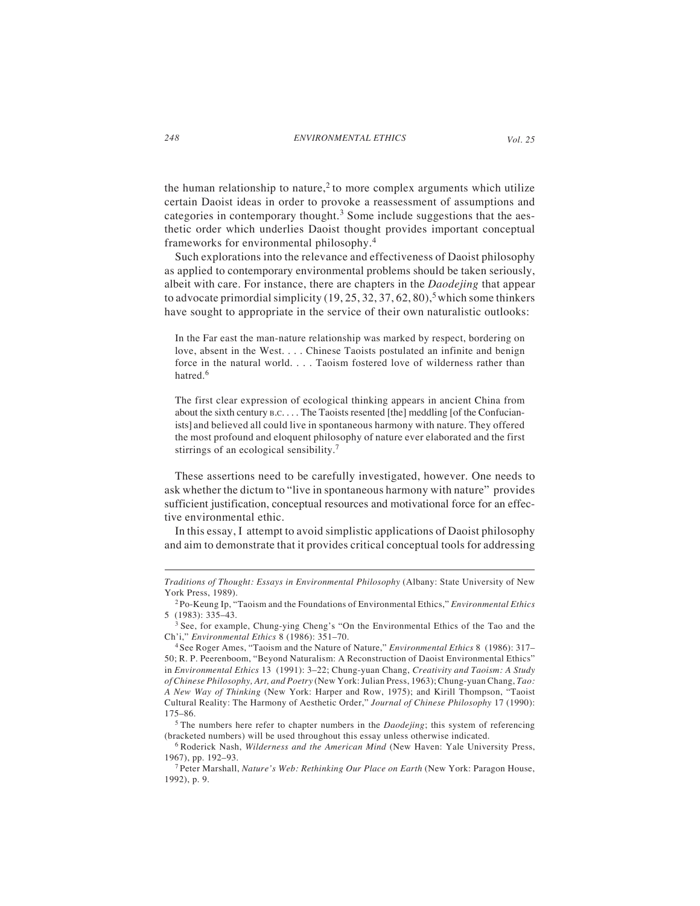the human relationship to nature,[2] to more complex arguments which utilize certain Daoist ideas in order to provoke a reassessment of assumptions and categories in contemporary thought.[3] Some include suggestions that the aesthetic order which underlies Daoist thought provides important conceptual frameworks for environmental philosophy.[4]

Such explorations into the relevance and effectiveness of Daoist philosophy as applied to contemporary environmental problems should be taken seriously, albeit with care. For instance, there are chapters in the *Daodejing* that appear to advocate primordial simplicity (19, 25, 32, 37, 62, 80),[5] which some thinkers have sought to appropriate in the service of their own naturalistic outlooks:

> In the Far east the man-nature relationship was marked by respect, bordering on love, absent in the West. . . . Chinese Taoists postulated an infinite and benign force in the natural world. . . . Taoism fostered love of wilderness rather than hatred.[6]

> The first clear expression of ecological thinking appears in ancient China from about the sixth century B.C. . . . The Taoists resented [the] meddling [of the Confucianists] and believed all could live in spontaneous harmony with nature. They offered the most profound and eloquent philosophy of nature ever elaborated and the first stirrings of an ecological sensibility.[7]

These assertions need to be carefully investigated, however. One needs to ask whether the dictum to "live in spontaneous harmony with nature" provides sufficient justification, conceptual resources and motivational force for an effective environmental ethic.

In this essay, I attempt to avoid simplistic applications of Daoist philosophy and aim to demonstrate that it provides critical conceptual tools for addressing

---

*Traditions of Thought: Essays in Environmental Philosophy* (Albany: State University of New York Press, 1989).

[2] Po-Keung Ip, "Taoism and the Foundations of Environmental Ethics," *Environmental Ethics* 5 (1983): 335–43.

[3] See, for example, Chung-ying Cheng's "On the Environmental Ethics of the Tao and the Ch'i," *Environmental Ethics* 8 (1986): 351–70.

[4] See Roger Ames, "Taoism and the Nature of Nature," *Environmental Ethics* 8 (1986): 317–50; R. P. Peerenboom, "Beyond Naturalism: A Reconstruction of Daoist Environmental Ethics" in *Environmental Ethics* 13 (1991): 3–22; Chung-yuan Chang, *Creativity and Taoism: A Study of Chinese Philosophy, Art, and Poetry* (New York: Julian Press, 1963); Chung-yuan Chang, *Tao: A New Way of Thinking* (New York: Harper and Row, 1975); and Kirill Thompson, "Taoist Cultural Reality: The Harmony of Aesthetic Order," *Journal of Chinese Philosophy* 17 (1990): 175–86.

[5] The numbers here refer to chapter numbers in the *Daodejing*; this system of referencing (bracketed numbers) will be used throughout this essay unless otherwise indicated.

[6] Roderick Nash, *Wilderness and the American Mind* (New Haven: Yale University Press, 1967), pp. 192–93.

[7] Peter Marshall, *Nature's Web: Rethinking Our Place on Earth* (New York: Paragon House, 1992), p. 9.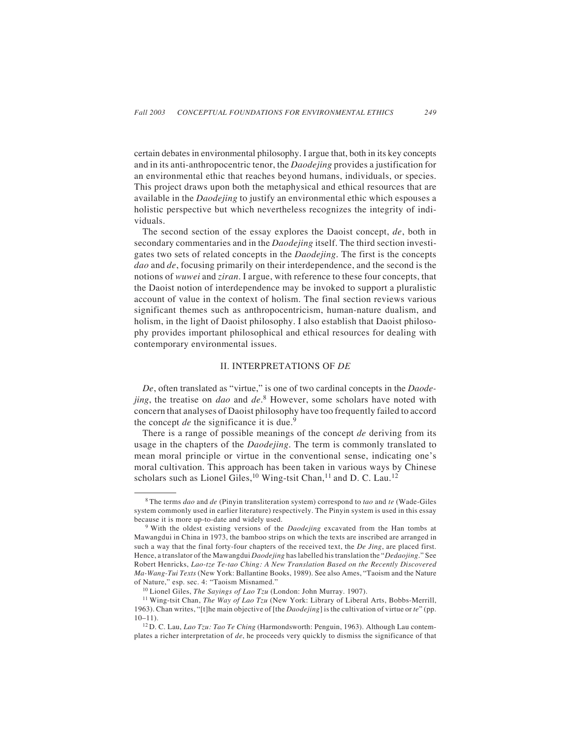certain debates in environmental philosophy. I argue that, both in its key concepts and in its anti-anthropocentric tenor, the *Daodejing* provides a justification for an environmental ethic that reaches beyond humans, individuals, or species. This project draws upon both the metaphysical and ethical resources that are available in the *Daodejing* to justify an environmental ethic which espouses a holistic perspective but which nevertheless recognizes the integrity of individuals.

The second section of the essay explores the Daoist concept, *de*, both in secondary commentaries and in the *Daodejing* itself. The third section investigates two sets of related concepts in the *Daodejing*. The first is the concepts *dao* and *de*, focusing primarily on their interdependence, and the second is the notions of *wuwei* and *ziran*. I argue, with reference to these four concepts, that the Daoist notion of interdependence may be invoked to support a pluralistic account of value in the context of holism. The final section reviews various significant themes such as anthropocentricism, human-nature dualism, and holism, in the light of Daoist philosophy. I also establish that Daoist philosophy provides important philosophical and ethical resources for dealing with contemporary environmental issues.

## II. INTERPRETATIONS OF *DE*

*De*, often translated as "virtue," is one of two cardinal concepts in the *Daodejing*, the treatise on *dao* and *de*.[8] However, some scholars have noted with concern that analyses of Daoist philosophy have too frequently failed to accord the concept *de* the significance it is due.[9]

There is a range of possible meanings of the concept *de* deriving from its usage in the chapters of the *Daodejing*. The term is commonly translated to mean moral principle or virtue in the conventional sense, indicating one's moral cultivation. This approach has been taken in various ways by Chinese scholars such as Lionel Giles,[10] Wing-tsit Chan,[11] and D. C. Lau.[12]

---

[8] The terms *dao* and *de* (Pinyin transliteration system) correspond to *tao* and *te* (Wade-Giles system commonly used in earlier literature) respectively. The Pinyin system is used in this essay because it is more up-to-date and widely used.

[9] With the oldest existing versions of the *Daodejing* excavated from the Han tombs at Mawangdui in China in 1973, the bamboo strips on which the texts are inscribed are arranged in such a way that the final forty-four chapters of the received text, the *De Jing*, are placed first. Hence, a translator of the Mawangdui *Daodejing* has labelled his translation the "*Dedaojing*." See Robert Henricks, *Lao-tze Te-tao Ching: A New Translation Based on the Recently Discovered Ma-Wang-Tui Texts* (New York: Ballantine Books, 1989). See also Ames, "Taoism and the Nature of Nature," esp. sec. 4: "Taoism Misnamed."

[10] Lionel Giles, *The Sayings of Lao Tzu* (London: John Murray. 1907).

[11] Wing-tsit Chan, *The Way of Lao Tzu* (New York: Library of Liberal Arts, Bobbs-Merrill, 1963). Chan writes, "[t]he main objective of [the *Daodejing*] is the cultivation of virtue or *te*" (pp. 10–11).

[12] D. C. Lau, *Lao Tzu: Tao Te Ching* (Harmondsworth: Penguin, 1963). Although Lau contemplates a richer interpretation of *de*, he proceeds very quickly to dismiss the significance of that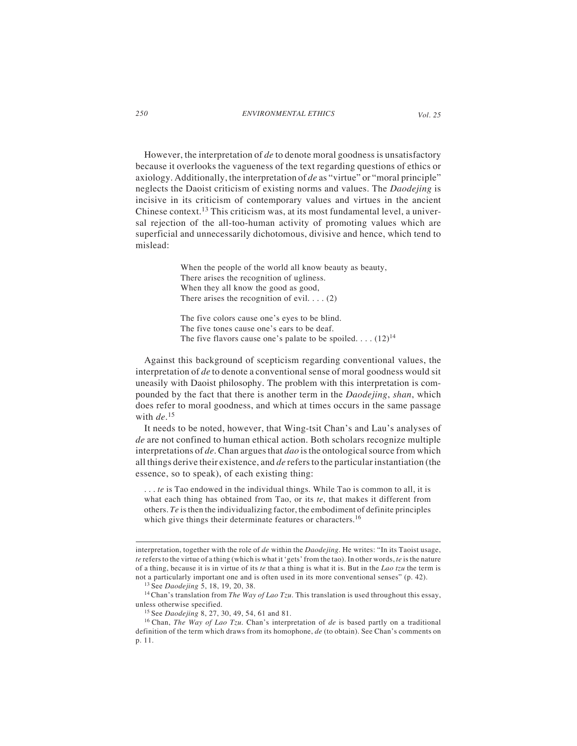However, the interpretation of *de* to denote moral goodness is unsatisfactory because it overlooks the vagueness of the text regarding questions of ethics or axiology. Additionally, the interpretation of *de* as "virtue" or "moral principle" neglects the Daoist criticism of existing norms and values. The *Daodejing* is incisive in its criticism of contemporary values and virtues in the ancient Chinese context.[13] This criticism was, at its most fundamental level, a universal rejection of the all-too-human activity of promoting values which are superficial and unnecessarily dichotomous, divisive and hence, which tend to mislead:

> When the people of the world all know beauty as beauty,
> There arises the recognition of ugliness.
> When they all know the good as good,
> There arises the recognition of evil. . . . (2)
>
> The five colors cause one's eyes to be blind.
> The five tones cause one's ears to be deaf.
> The five flavors cause one's palate to be spoiled. . . . (12)[14]

Against this background of scepticism regarding conventional values, the interpretation of *de* to denote a conventional sense of moral goodness would sit uneasily with Daoist philosophy. The problem with this interpretation is compounded by the fact that there is another term in the *Daodejing*, *shan*, which does refer to moral goodness, and which at times occurs in the same passage with *de*.[15]

It needs to be noted, however, that Wing-tsit Chan's and Lau's analyses of *de* are not confined to human ethical action. Both scholars recognize multiple interpretations of *de*. Chan argues that *dao* is the ontological source from which all things derive their existence, and *de* refers to the particular instantiation (the essence, so to speak), of each existing thing:

> . . . *te* is Tao endowed in the individual things. While Tao is common to all, it is what each thing has obtained from Tao, or its *te*, that makes it different from others. *Te* is then the individualizing factor, the embodiment of definite principles which give things their determinate features or characters.[16]

---

interpretation, together with the role of *de* within the *Daodejing*. He writes: "In its Taoist usage, *te* refers to the virtue of a thing (which is what it 'gets' from the tao). In other words, *te* is the nature of a thing, because it is in virtue of its *te* that a thing is what it is. But in the *Lao tzu* the term is not a particularly important one and is often used in its more conventional senses" (p. 42).

[13] See *Daodejing* 5, 18, 19, 20, 38.

[14] Chan's translation from *The Way of Lao Tzu*. This translation is used throughout this essay, unless otherwise specified.

[15] See *Daodejing* 8, 27, 30, 49, 54, 61 and 81.

[16] Chan, *The Way of Lao Tzu*. Chan's interpretation of *de* is based partly on a traditional definition of the term which draws from its homophone, *de* (to obtain). See Chan's comments on p. 11.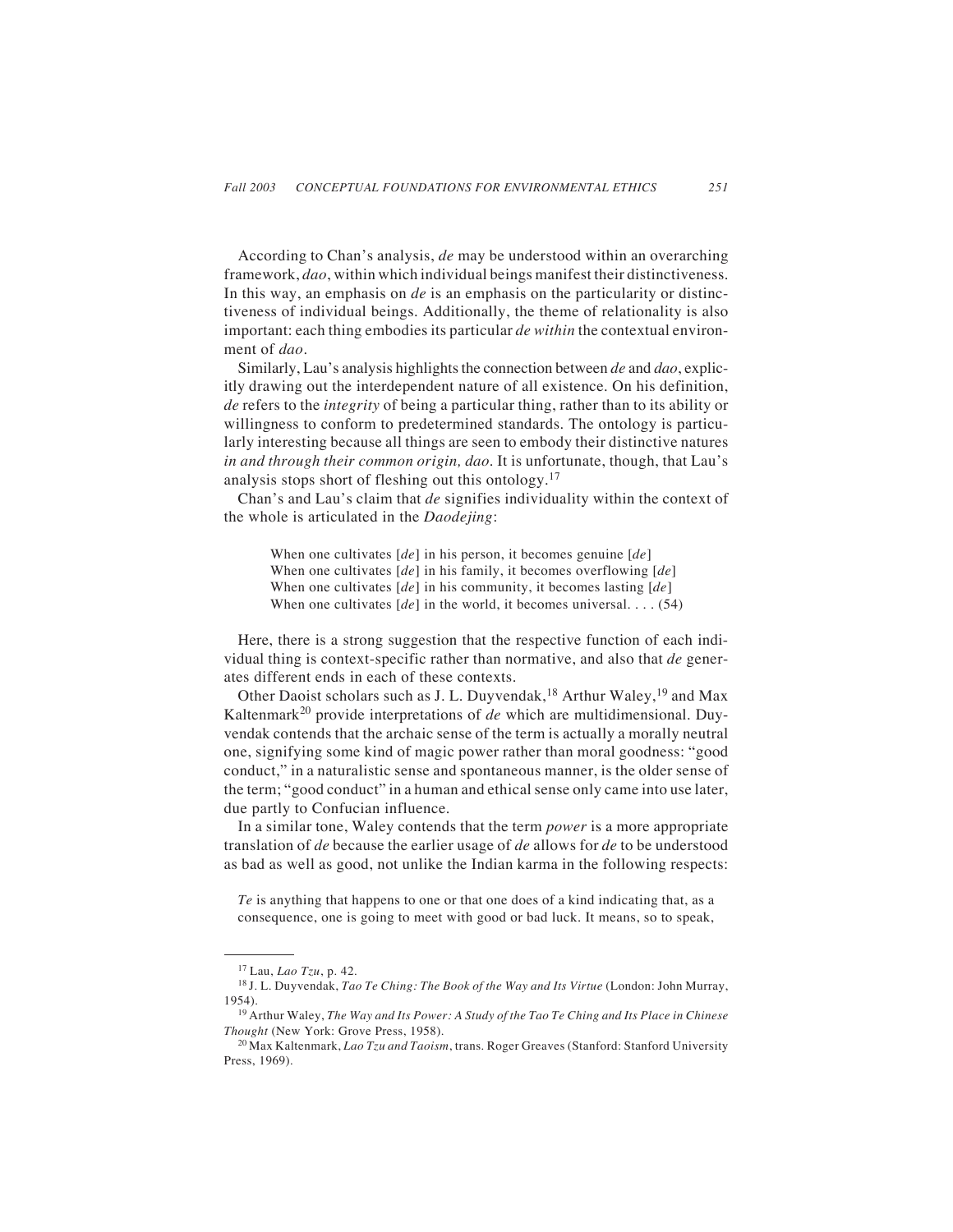According to Chan's analysis, *de* may be understood within an overarching framework, *dao*, within which individual beings manifest their distinctiveness. In this way, an emphasis on *de* is an emphasis on the particularity or distinctiveness of individual beings. Additionally, the theme of relationality is also important: each thing embodies its particular *de within* the contextual environment of *dao*.

Similarly, Lau's analysis highlights the connection between *de* and *dao*, explicitly drawing out the interdependent nature of all existence. On his definition, *de* refers to the *integrity* of being a particular thing, rather than to its ability or willingness to conform to predetermined standards. The ontology is particularly interesting because all things are seen to embody their distinctive natures *in and through their common origin, dao*. It is unfortunate, though, that Lau's analysis stops short of fleshing out this ontology.[17]

Chan's and Lau's claim that *de* signifies individuality within the context of the whole is articulated in the *Daodejing*:

> When one cultivates [*de*] in his person, it becomes genuine [*de*]
> When one cultivates [*de*] in his family, it becomes overflowing [*de*]
> When one cultivates [*de*] in his community, it becomes lasting [*de*]
> When one cultivates [*de*] in the world, it becomes universal. . . . (54)

Here, there is a strong suggestion that the respective function of each individual thing is context-specific rather than normative, and also that *de* generates different ends in each of these contexts.

Other Daoist scholars such as J. L. Duyvendak,[18] Arthur Waley,[19] and Max Kaltenmark[20] provide interpretations of *de* which are multidimensional. Duyvendak contends that the archaic sense of the term is actually a morally neutral one, signifying some kind of magic power rather than moral goodness: "good conduct," in a naturalistic sense and spontaneous manner, is the older sense of the term; "good conduct" in a human and ethical sense only came into use later, due partly to Confucian influence.

In a similar tone, Waley contends that the term *power* is a more appropriate translation of *de* because the earlier usage of *de* allows for *de* to be understood as bad as well as good, not unlike the Indian karma in the following respects:

> *Te* is anything that happens to one or that one does of a kind indicating that, as a consequence, one is going to meet with good or bad luck. It means, so to speak,

---

[17] Lau, *Lao Tzu*, p. 42.

[18] J. L. Duyvendak, *Tao Te Ching: The Book of the Way and Its Virtue* (London: John Murray, 1954).

[19] Arthur Waley, *The Way and Its Power: A Study of the Tao Te Ching and Its Place in Chinese Thought* (New York: Grove Press, 1958).

[20] Max Kaltenmark, *Lao Tzu and Taoism*, trans. Roger Greaves (Stanford: Stanford University Press, 1969).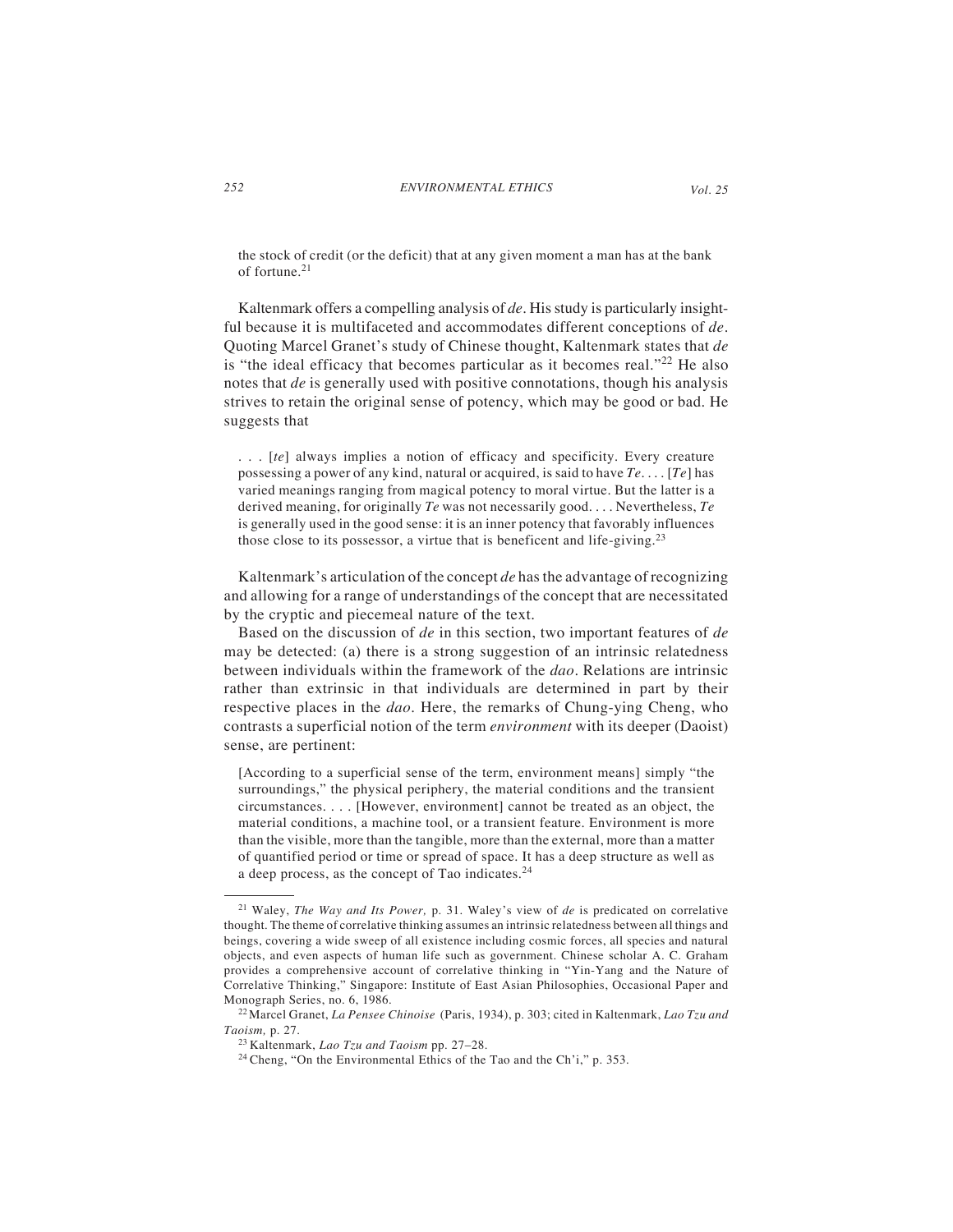> the stock of credit (or the deficit) that at any given moment a man has at the bank of fortune.[21]

Kaltenmark offers a compelling analysis of *de*. His study is particularly insightful because it is multifaceted and accommodates different conceptions of *de*. Quoting Marcel Granet's study of Chinese thought, Kaltenmark states that *de* is "the ideal efficacy that becomes particular as it becomes real."[22] He also notes that *de* is generally used with positive connotations, though his analysis strives to retain the original sense of potency, which may be good or bad. He suggests that

> . . . [*te*] always implies a notion of efficacy and specificity. Every creature possessing a power of any kind, natural or acquired, is said to have *Te*. . . . [*Te*] has varied meanings ranging from magical potency to moral virtue. But the latter is a derived meaning, for originally *Te* was not necessarily good. . . . Nevertheless, *Te* is generally used in the good sense: it is an inner potency that favorably influences those close to its possessor, a virtue that is beneficent and life-giving.[23]

Kaltenmark's articulation of the concept *de* has the advantage of recognizing and allowing for a range of understandings of the concept that are necessitated by the cryptic and piecemeal nature of the text.

Based on the discussion of *de* in this section, two important features of *de* may be detected: (a) there is a strong suggestion of an intrinsic relatedness between individuals within the framework of the *dao*. Relations are intrinsic rather than extrinsic in that individuals are determined in part by their respective places in the *dao*. Here, the remarks of Chung-ying Cheng, who contrasts a superficial notion of the term *environment* with its deeper (Daoist) sense, are pertinent:

> [According to a superficial sense of the term, environment means] simply "the surroundings," the physical periphery, the material conditions and the transient circumstances. . . . [However, environment] cannot be treated as an object, the material conditions, a machine tool, or a transient feature. Environment is more than the visible, more than the tangible, more than the external, more than a matter of quantified period or time or spread of space. It has a deep structure as well as a deep process, as the concept of Tao indicates.[24]

---

[21] Waley, *The Way and Its Power,* p. 31. Waley's view of *de* is predicated on correlative thought. The theme of correlative thinking assumes an intrinsic relatedness between all things and beings, covering a wide sweep of all existence including cosmic forces, all species and natural objects, and even aspects of human life such as government. Chinese scholar A. C. Graham provides a comprehensive account of correlative thinking in "Yin-Yang and the Nature of Correlative Thinking," Singapore: Institute of East Asian Philosophies, Occasional Paper and Monograph Series, no. 6, 1986.

[22] Marcel Granet, *La Pensee Chinoise* (Paris, 1934), p. 303; cited in Kaltenmark, *Lao Tzu and Taoism,* p. 27.

[23] Kaltenmark, *Lao Tzu and Taoism* pp. 27–28.

[24] Cheng, "On the Environmental Ethics of the Tao and the Ch'i," p. 353.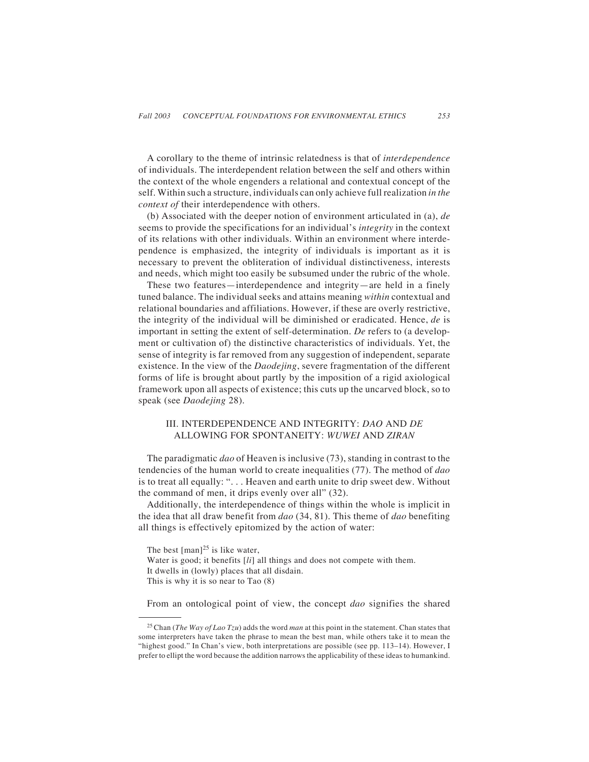A corollary to the theme of intrinsic relatedness is that of *interdependence* of individuals. The interdependent relation between the self and others within the context of the whole engenders a relational and contextual concept of the self. Within such a structure, individuals can only achieve full realization *in the context of* their interdependence with others.

(b) Associated with the deeper notion of environment articulated in (a), *de* seems to provide the specifications for an individual's *integrity* in the context of its relations with other individuals. Within an environment where interdependence is emphasized, the integrity of individuals is important as it is necessary to prevent the obliteration of individual distinctiveness, interests and needs, which might too easily be subsumed under the rubric of the whole.

These two features—interdependence and integrity—are held in a finely tuned balance. The individual seeks and attains meaning *within* contextual and relational boundaries and affiliations. However, if these are overly restrictive, the integrity of the individual will be diminished or eradicated. Hence, *de* is important in setting the extent of self-determination. *De* refers to (a development or cultivation of) the distinctive characteristics of individuals. Yet, the sense of integrity is far removed from any suggestion of independent, separate existence. In the view of the *Daodejing*, severe fragmentation of the different forms of life is brought about partly by the imposition of a rigid axiological framework upon all aspects of existence; this cuts up the uncarved block, so to speak (see *Daodejing* 28).

## III. INTERDEPENDENCE AND INTEGRITY: *DAO* AND *DE* ALLOWING FOR SPONTANEITY: *WUWEI* AND *ZIRAN*

The paradigmatic *dao* of Heaven is inclusive (73), standing in contrast to the tendencies of the human world to create inequalities (77). The method of *dao* is to treat all equally: ". . . Heaven and earth unite to drip sweet dew. Without the command of men, it drips evenly over all" (32).

Additionally, the interdependence of things within the whole is implicit in the idea that all draw benefit from *dao* (34, 81). This theme of *dao* benefiting all things is effectively epitomized by the action of water:

> The best [man][25] is like water,
> Water is good; it benefits [*li*] all things and does not compete with them.
> It dwells in (lowly) places that all disdain.
> This is why it is so near to Tao (8)

From an ontological point of view, the concept *dao* signifies the shared

[25] Chan (*The Way of Lao Tzu*) adds the word *man* at this point in the statement. Chan states that some interpreters have taken the phrase to mean the best man, while others take it to mean the "highest good." In Chan's view, both interpretations are possible (see pp. 113–14). However, I prefer to ellipt the word because the addition narrows the applicability of these ideas to humankind.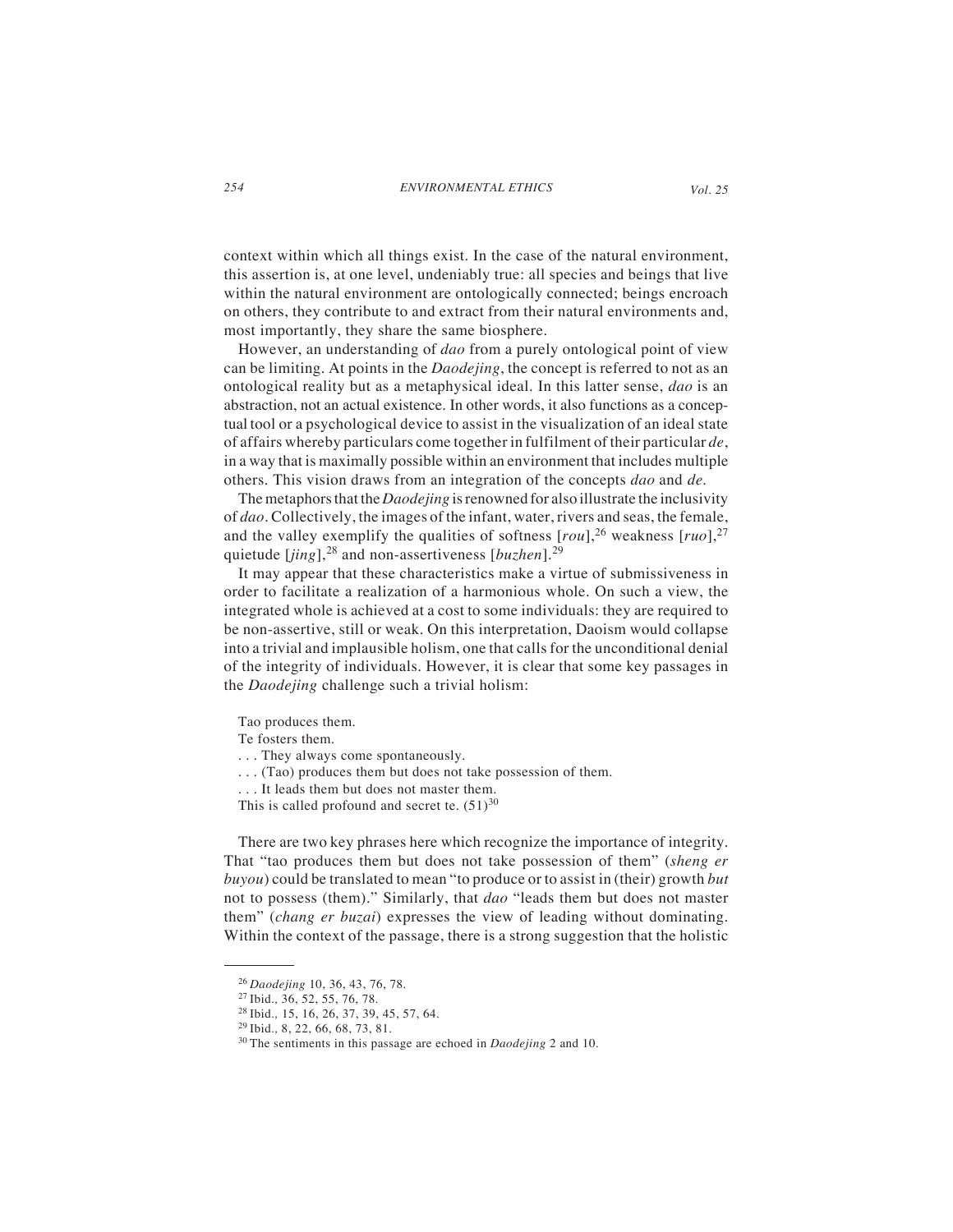context within which all things exist. In the case of the natural environment, this assertion is, at one level, undeniably true: all species and beings that live within the natural environment are ontologically connected; beings encroach on others, they contribute to and extract from their natural environments and, most importantly, they share the same biosphere.

However, an understanding of *dao* from a purely ontological point of view can be limiting. At points in the *Daodejing*, the concept is referred to not as an ontological reality but as a metaphysical ideal. In this latter sense, *dao* is an abstraction, not an actual existence. In other words, it also functions as a conceptual tool or a psychological device to assist in the visualization of an ideal state of affairs whereby particulars come together in fulfilment of their particular *de*, in a way that is maximally possible within an environment that includes multiple others. This vision draws from an integration of the concepts *dao* and *de*.

The metaphors that the *Daodejing* is renowned for also illustrate the inclusivity of *dao*. Collectively, the images of the infant, water, rivers and seas, the female, and the valley exemplify the qualities of softness [*rou*],[26] weakness [*ruo*],[27] quietude [*jing*],[28] and non-assertiveness [*buzhen*].[29]

It may appear that these characteristics make a virtue of submissiveness in order to facilitate a realization of a harmonious whole. On such a view, the integrated whole is achieved at a cost to some individuals: they are required to be non-assertive, still or weak. On this interpretation, Daoism would collapse into a trivial and implausible holism, one that calls for the unconditional denial of the integrity of individuals. However, it is clear that some key passages in the *Daodejing* challenge such a trivial holism:

> Tao produces them.
> Te fosters them.
> . . . They always come spontaneously.
> . . . (Tao) produces them but does not take possession of them.
> . . . It leads them but does not master them.
> This is called profound and secret te. (51)[30]

There are two key phrases here which recognize the importance of integrity. That "tao produces them but does not take possession of them" (*sheng er buyou*) could be translated to mean "to produce or to assist in (their) growth *but* not to possess (them)." Similarly, that *dao* "leads them but does not master them" (*chang er buzai*) expresses the view of leading without dominating. Within the context of the passage, there is a strong suggestion that the holistic

---

[26] *Daodejing* 10, 36, 43, 76, 78.

[27] Ibid., 36, 52, 55, 76, 78.

[28] Ibid., 15, 16, 26, 37, 39, 45, 57, 64.

[29] Ibid., 8, 22, 66, 68, 73, 81.

[30] The sentiments in this passage are echoed in *Daodejing* 2 and 10.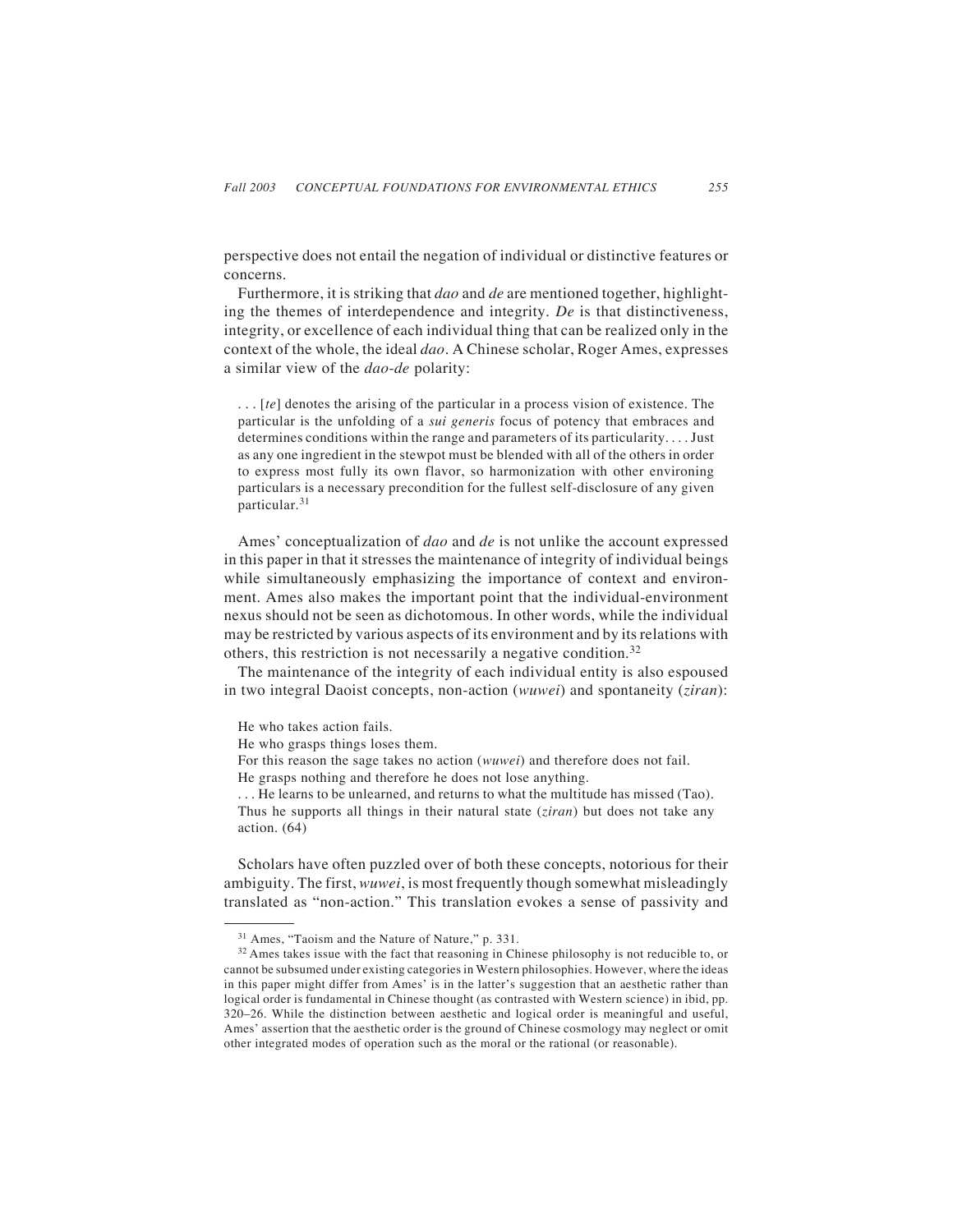perspective does not entail the negation of individual or distinctive features or concerns.

Furthermore, it is striking that *dao* and *de* are mentioned together, highlighting the themes of interdependence and integrity. *De* is that distinctiveness, integrity, or excellence of each individual thing that can be realized only in the context of the whole, the ideal *dao*. A Chinese scholar, Roger Ames, expresses a similar view of the *dao-de* polarity:

> . . . [*te*] denotes the arising of the particular in a process vision of existence. The particular is the unfolding of a *sui generis* focus of potency that embraces and determines conditions within the range and parameters of its particularity. . . . Just as any one ingredient in the stewpot must be blended with all of the others in order to express most fully its own flavor, so harmonization with other environing particulars is a necessary precondition for the fullest self-disclosure of any given particular.[31]

Ames' conceptualization of *dao* and *de* is not unlike the account expressed in this paper in that it stresses the maintenance of integrity of individual beings while simultaneously emphasizing the importance of context and environment. Ames also makes the important point that the individual-environment nexus should not be seen as dichotomous. In other words, while the individual may be restricted by various aspects of its environment and by its relations with others, this restriction is not necessarily a negative condition.[32]

The maintenance of the integrity of each individual entity is also espoused in two integral Daoist concepts, non-action (*wuwei*) and spontaneity (*ziran*):

> He who takes action fails.
> He who grasps things loses them.
> For this reason the sage takes no action (*wuwei*) and therefore does not fail.
> He grasps nothing and therefore he does not lose anything.
> . . . He learns to be unlearned, and returns to what the multitude has missed (Tao).
> Thus he supports all things in their natural state (*ziran*) but does not take any action. (64)

Scholars have often puzzled over of both these concepts, notorious for their ambiguity. The first, *wuwei*, is most frequently though somewhat misleadingly translated as "non-action." This translation evokes a sense of passivity and

---

[31] Ames, "Taoism and the Nature of Nature," p. 331.

[32] Ames takes issue with the fact that reasoning in Chinese philosophy is not reducible to, or cannot be subsumed under existing categories in Western philosophies. However, where the ideas in this paper might differ from Ames' is in the latter's suggestion that an aesthetic rather than logical order is fundamental in Chinese thought (as contrasted with Western science) in ibid, pp. 320–26. While the distinction between aesthetic and logical order is meaningful and useful, Ames' assertion that the aesthetic order is the ground of Chinese cosmology may neglect or omit other integrated modes of operation such as the moral or the rational (or reasonable).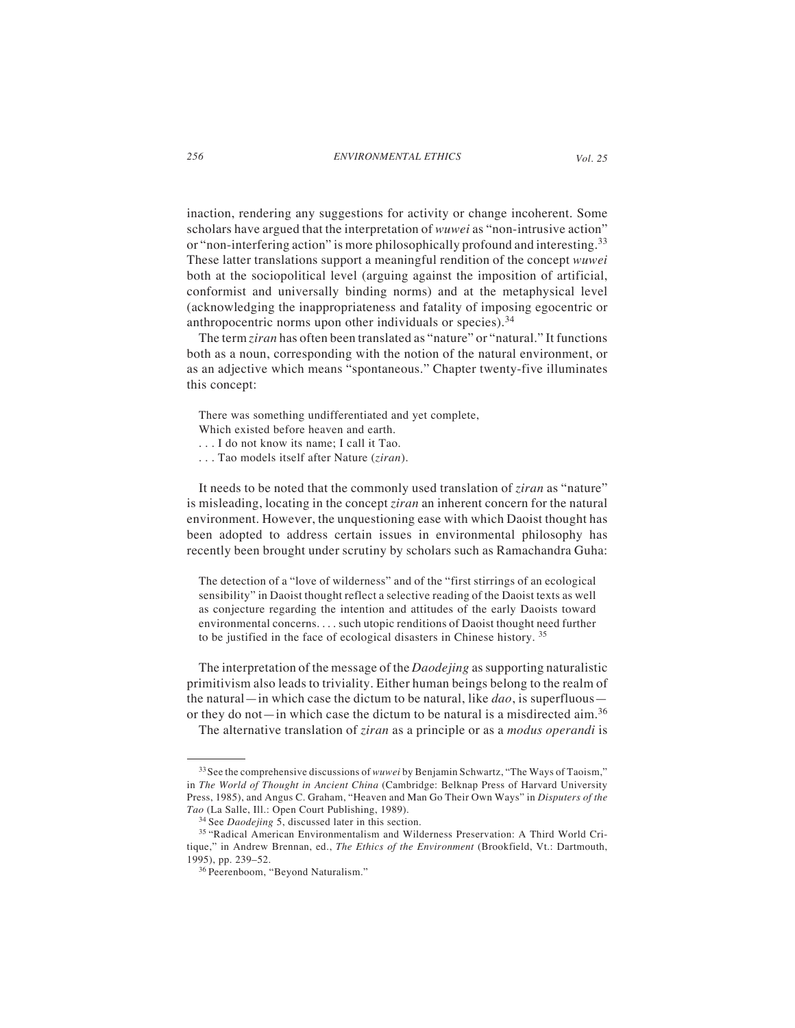inaction, rendering any suggestions for activity or change incoherent. Some scholars have argued that the interpretation of *wuwei* as "non-intrusive action" or "non-interfering action" is more philosophically profound and interesting.[33] These latter translations support a meaningful rendition of the concept *wuwei* both at the sociopolitical level (arguing against the imposition of artificial, conformist and universally binding norms) and at the metaphysical level (acknowledging the inappropriateness and fatality of imposing egocentric or anthropocentric norms upon other individuals or species).[34]

The term *ziran* has often been translated as "nature" or "natural." It functions both as a noun, corresponding with the notion of the natural environment, or as an adjective which means "spontaneous." Chapter twenty-five illuminates this concept:

> There was something undifferentiated and yet complete,
> Which existed before heaven and earth.
> . . . I do not know its name; I call it Tao.
> . . . Tao models itself after Nature (*ziran*).

It needs to be noted that the commonly used translation of *ziran* as "nature" is misleading, locating in the concept *ziran* an inherent concern for the natural environment. However, the unquestioning ease with which Daoist thought has been adopted to address certain issues in environmental philosophy has recently been brought under scrutiny by scholars such as Ramachandra Guha:

> The detection of a "love of wilderness" and of the "first stirrings of an ecological sensibility" in Daoist thought reflect a selective reading of the Daoist texts as well as conjecture regarding the intention and attitudes of the early Daoists toward environmental concerns. . . . such utopic renditions of Daoist thought need further to be justified in the face of ecological disasters in Chinese history.[35]

The interpretation of the message of the *Daodejing* as supporting naturalistic primitivism also leads to triviality. Either human beings belong to the realm of the natural—in which case the dictum to be natural, like *dao*, is superfluous—or they do not—in which case the dictum to be natural is a misdirected aim.[36]

The alternative translation of *ziran* as a principle or as a *modus operandi* is

---

[33] See the comprehensive discussions of *wuwei* by Benjamin Schwartz, "The Ways of Taoism," in *The World of Thought in Ancient China* (Cambridge: Belknap Press of Harvard University Press, 1985), and Angus C. Graham, "Heaven and Man Go Their Own Ways" in *Disputers of the Tao* (La Salle, Ill.: Open Court Publishing, 1989).

[34] See *Daodejing* 5, discussed later in this section.

[35] "Radical American Environmentalism and Wilderness Preservation: A Third World Critique," in Andrew Brennan, ed., *The Ethics of the Environment* (Brookfield, Vt.: Dartmouth, 1995), pp. 239–52.

[36] Peerenboom, "Beyond Naturalism."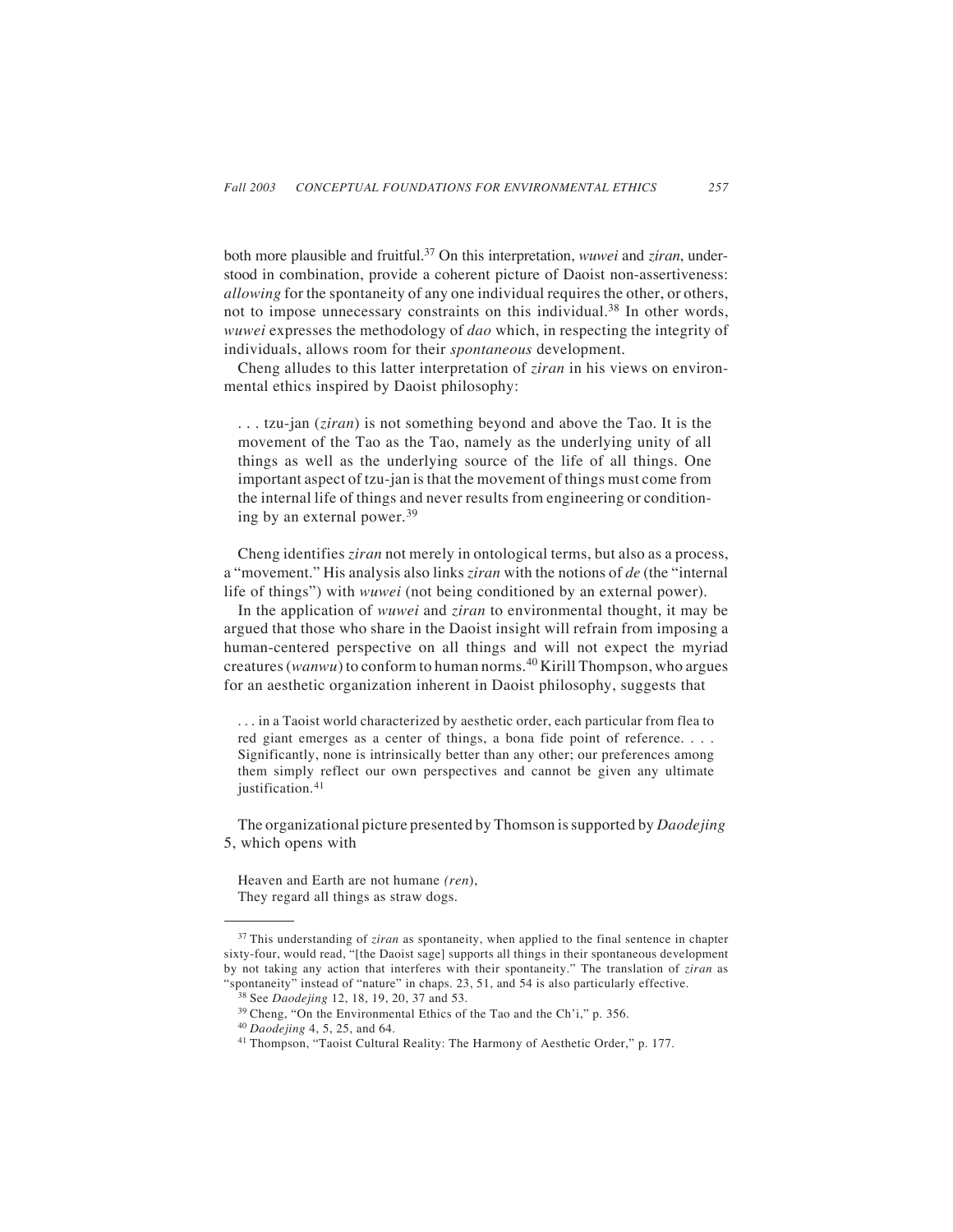both more plausible and fruitful.[37] On this interpretation, *wuwei* and *ziran*, understood in combination, provide a coherent picture of Daoist non-assertiveness: *allowing* for the spontaneity of any one individual requires the other, or others, not to impose unnecessary constraints on this individual.[38] In other words, *wuwei* expresses the methodology of *dao* which, in respecting the integrity of individuals, allows room for their *spontaneous* development.

Cheng alludes to this latter interpretation of *ziran* in his views on environmental ethics inspired by Daoist philosophy:

> . . . tzu-jan (*ziran*) is not something beyond and above the Tao. It is the movement of the Tao as the Tao, namely as the underlying unity of all things as well as the underlying source of the life of all things. One important aspect of tzu-jan is that the movement of things must come from the internal life of things and never results from engineering or conditioning by an external power.[39]

Cheng identifies *ziran* not merely in ontological terms, but also as a process, a "movement." His analysis also links *ziran* with the notions of *de* (the "internal life of things") with *wuwei* (not being conditioned by an external power).

In the application of *wuwei* and *ziran* to environmental thought, it may be argued that those who share in the Daoist insight will refrain from imposing a human-centered perspective on all things and will not expect the myriad creatures (*wanwu*) to conform to human norms.[40] Kirill Thompson, who argues for an aesthetic organization inherent in Daoist philosophy, suggests that

> . . . in a Taoist world characterized by aesthetic order, each particular from flea to red giant emerges as a center of things, a bona fide point of reference. . . . Significantly, none is intrinsically better than any other; our preferences among them simply reflect our own perspectives and cannot be given any ultimate justification.[41]

The organizational picture presented by Thomson is supported by *Daodejing* 5, which opens with

> Heaven and Earth are not humane *(ren*),
> They regard all things as straw dogs.

---

[37] This understanding of *ziran* as spontaneity, when applied to the final sentence in chapter sixty-four, would read, "[the Daoist sage] supports all things in their spontaneous development by not taking any action that interferes with their spontaneity." The translation of *ziran* as "spontaneity" instead of "nature" in chaps. 23, 51, and 54 is also particularly effective.

[38] See *Daodejing* 12, 18, 19, 20, 37 and 53.

[39] Cheng, "On the Environmental Ethics of the Tao and the Ch'i," p. 356.

[40] *Daodejing* 4, 5, 25, and 64.

[41] Thompson, "Taoist Cultural Reality: The Harmony of Aesthetic Order," p. 177.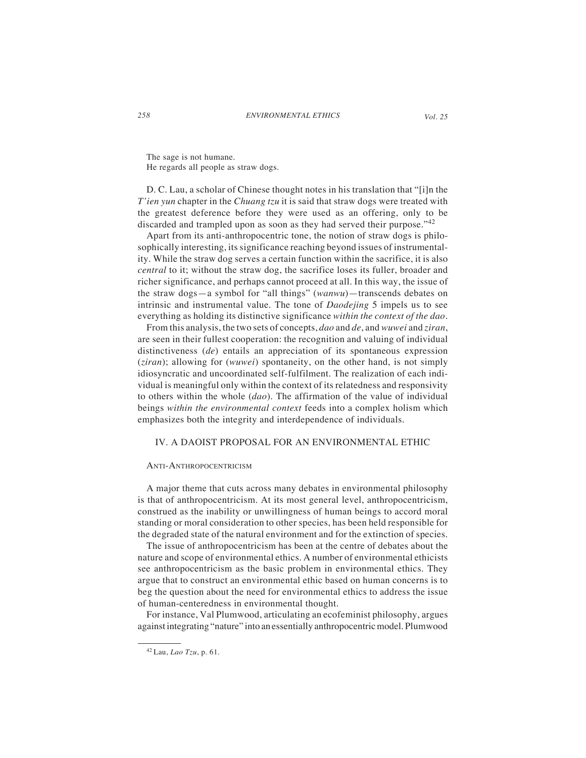The sage is not humane.  
He regards all people as straw dogs.

D. C. Lau, a scholar of Chinese thought notes in his translation that "[i]n the *T'ien yun* chapter in the *Chuang tzu* it is said that straw dogs were treated with the greatest deference before they were used as an offering, only to be discarded and trampled upon as soon as they had served their purpose."[42]

Apart from its anti-anthropocentric tone, the notion of straw dogs is philosophically interesting, its significance reaching beyond issues of instrumentality. While the straw dog serves a certain function within the sacrifice, it is also *central* to it; without the straw dog, the sacrifice loses its fuller, broader and richer significance, and perhaps cannot proceed at all. In this way, the issue of the straw dogs—a symbol for "all things" (*wanwu*)—transcends debates on intrinsic and instrumental value. The tone of *Daodejing* 5 impels us to see everything as holding its distinctive significance *within the context of the dao*.

From this analysis, the two sets of concepts, *dao* and *de*, and *wuwei* and *ziran*, are seen in their fullest cooperation: the recognition and valuing of individual distinctiveness (*de*) entails an appreciation of its spontaneous expression (*ziran*); allowing for (*wuwei*) spontaneity, on the other hand, is not simply idiosyncratic and uncoordinated self-fulfilment. The realization of each individual is meaningful only within the context of its relatedness and responsivity to others within the whole (*dao*). The affirmation of the value of individual beings *within the environmental context* feeds into a complex holism which emphasizes both the integrity and interdependence of individuals.

## IV. A DAOIST PROPOSAL FOR AN ENVIRONMENTAL ETHIC

### Anti-Anthropocentricism

A major theme that cuts across many debates in environmental philosophy is that of anthropocentricism. At its most general level, anthropocentricism, construed as the inability or unwillingness of human beings to accord moral standing or moral consideration to other species, has been held responsible for the degraded state of the natural environment and for the extinction of species.

The issue of anthropocentricism has been at the centre of debates about the nature and scope of environmental ethics. A number of environmental ethicists see anthropocentricism as the basic problem in environmental ethics. They argue that to construct an environmental ethic based on human concerns is to beg the question about the need for environmental ethics to address the issue of human-centeredness in environmental thought.

For instance, Val Plumwood, articulating an ecofeminist philosophy, argues against integrating "nature" into an essentially anthropocentric model. Plumwood

[42] Lau, *Lao Tzu*, p. 61.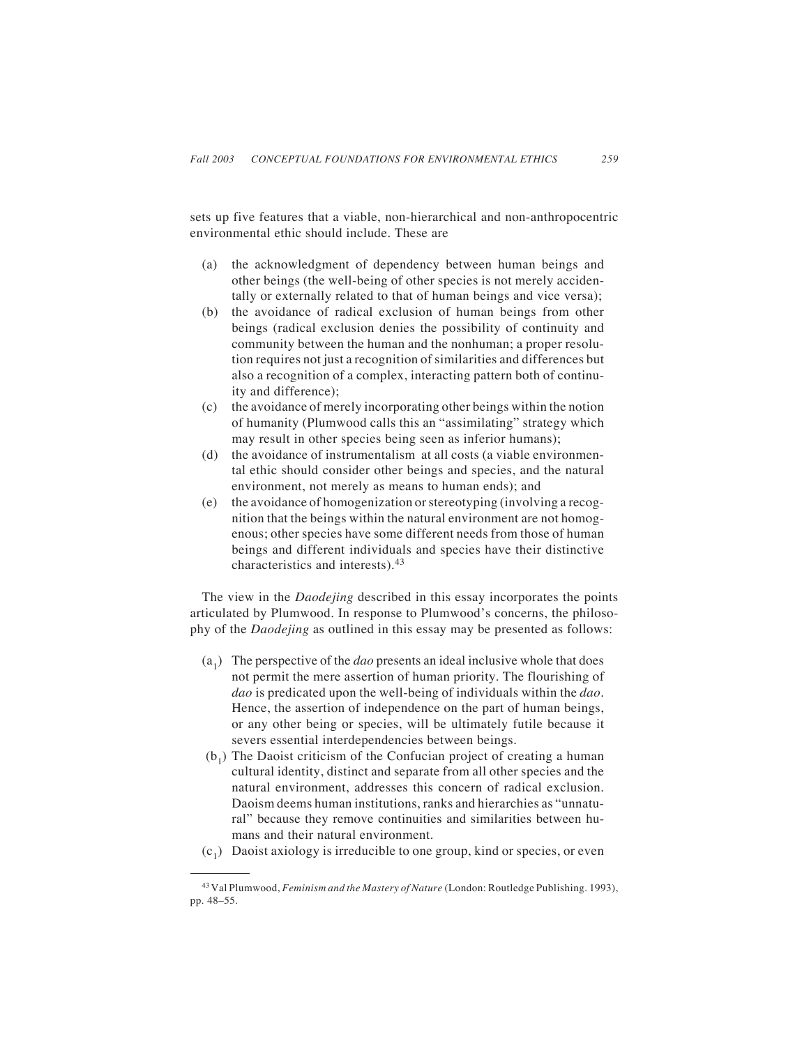sets up five features that a viable, non-hierarchical and non-anthropocentric environmental ethic should include. These are

(a) the acknowledgment of dependency between human beings and other beings (the well-being of other species is not merely accidentally or externally related to that of human beings and vice versa);

(b) the avoidance of radical exclusion of human beings from other beings (radical exclusion denies the possibility of continuity and community between the human and the nonhuman; a proper resolution requires not just a recognition of similarities and differences but also a recognition of a complex, interacting pattern both of continuity and difference);

(c) the avoidance of merely incorporating other beings within the notion of humanity (Plumwood calls this an "assimilating" strategy which may result in other species being seen as inferior humans);

(d) the avoidance of instrumentalism at all costs (a viable environmental ethic should consider other beings and species, and the natural environment, not merely as means to human ends); and

(e) the avoidance of homogenization or stereotyping (involving a recognition that the beings within the natural environment are not homogenous; other species have some different needs from those of human beings and different individuals and species have their distinctive characteristics and interests).[43]

The view in the *Daodejing* described in this essay incorporates the points articulated by Plumwood. In response to Plumwood's concerns, the philosophy of the *Daodejing* as outlined in this essay may be presented as follows:

($a_1$) The perspective of the *dao* presents an ideal inclusive whole that does not permit the mere assertion of human priority. The flourishing of *dao* is predicated upon the well-being of individuals within the *dao*. Hence, the assertion of independence on the part of human beings, or any other being or species, will be ultimately futile because it severs essential interdependencies between beings.

($b_1$) The Daoist criticism of the Confucian project of creating a human cultural identity, distinct and separate from all other species and the natural environment, addresses this concern of radical exclusion. Daoism deems human institutions, ranks and hierarchies as "unnatural" because they remove continuities and similarities between humans and their natural environment.

($c_1$) Daoist axiology is irreducible to one group, kind or species, or even

---

[43] Val Plumwood, *Feminism and the Mastery of Nature* (London: Routledge Publishing. 1993), pp. 48–55.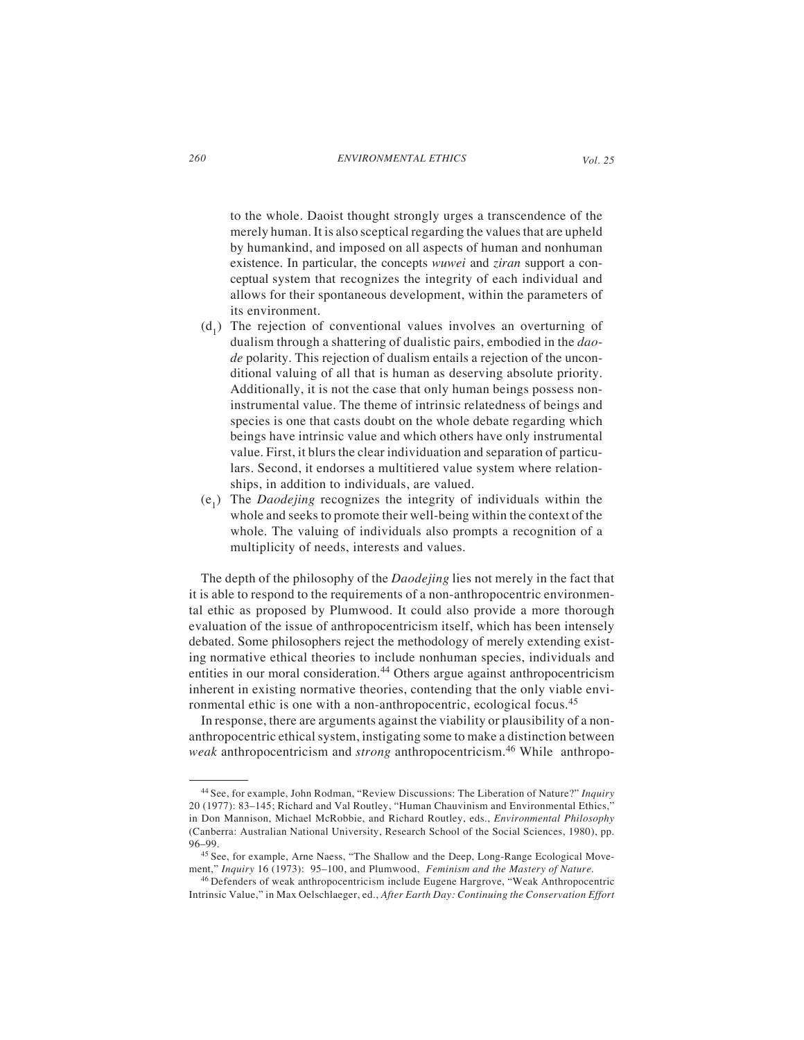to the whole. Daoist thought strongly urges a transcendence of the merely human. It is also sceptical regarding the values that are upheld by humankind, and imposed on all aspects of human and nonhuman existence. In particular, the concepts *wuwei* and *ziran* support a conceptual system that recognizes the integrity of each individual and allows for their spontaneous development, within the parameters of its environment.

($d_1$) The rejection of conventional values involves an overturning of dualism through a shattering of dualistic pairs, embodied in the *dao-de* polarity. This rejection of dualism entails a rejection of the unconditional valuing of all that is human as deserving absolute priority. Additionally, it is not the case that only human beings possess non-instrumental value. The theme of intrinsic relatedness of beings and species is one that casts doubt on the whole debate regarding which beings have intrinsic value and which others have only instrumental value. First, it blurs the clear individuation and separation of particulars. Second, it endorses a multitiered value system where relationships, in addition to individuals, are valued.

($e_1$) The *Daodejing* recognizes the integrity of individuals within the whole and seeks to promote their well-being within the context of the whole. The valuing of individuals also prompts a recognition of a multiplicity of needs, interests and values.

The depth of the philosophy of the *Daodejing* lies not merely in the fact that it is able to respond to the requirements of a non-anthropocentric environmental ethic as proposed by Plumwood. It could also provide a more thorough evaluation of the issue of anthropocentricism itself, which has been intensely debated. Some philosophers reject the methodology of merely extending existing normative ethical theories to include nonhuman species, individuals and entities in our moral consideration.[44] Others argue against anthropocentricism inherent in existing normative theories, contending that the only viable environmental ethic is one with a non-anthropocentric, ecological focus.[45]

In response, there are arguments against the viability or plausibility of a non-anthropocentric ethical system, instigating some to make a distinction between *weak* anthropocentricism and *strong* anthropocentricism.[46] While anthropo-

---

[44] See, for example, John Rodman, "Review Discussions: The Liberation of Nature?" *Inquiry* 20 (1977): 83–145; Richard and Val Routley, "Human Chauvinism and Environmental Ethics," in Don Mannison, Michael McRobbie, and Richard Routley, eds., *Environmental Philosophy* (Canberra: Australian National University, Research School of the Social Sciences, 1980), pp. 96–99.

[45] See, for example, Arne Naess, "The Shallow and the Deep, Long-Range Ecological Movement," *Inquiry* 16 (1973): 95–100, and Plumwood, *Feminism and the Mastery of Nature*.

[46] Defenders of weak anthropocentricism include Eugene Hargrove, "Weak Anthropocentric Intrinsic Value," in Max Oelschlaeger, ed., *After Earth Day: Continuing the Conservation Effort*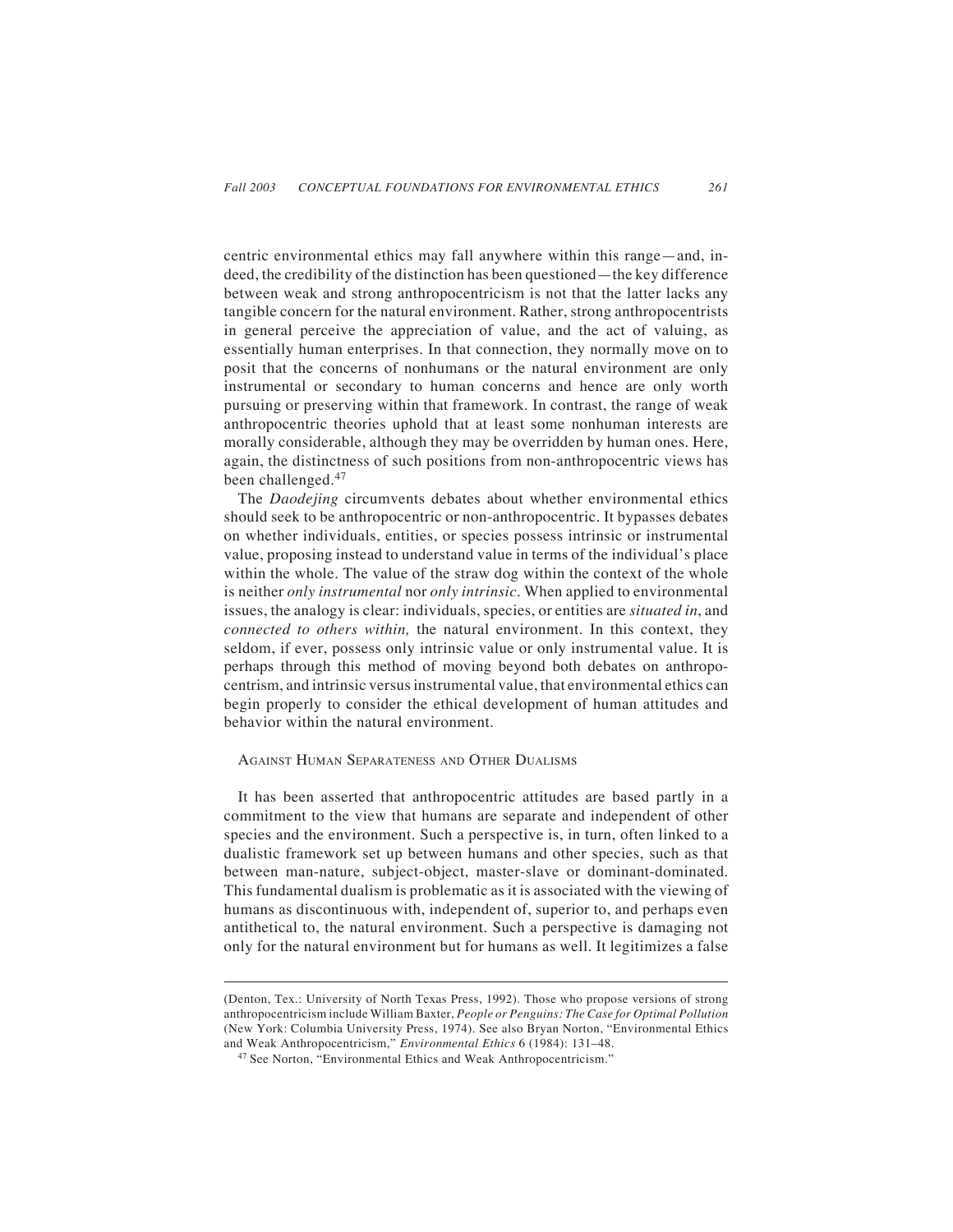centric environmental ethics may fall anywhere within this range—and, indeed, the credibility of the distinction has been questioned—the key difference between weak and strong anthropocentrism is not that the latter lacks any tangible concern for the natural environment. Rather, strong anthropocentrists in general perceive the appreciation of value, and the act of valuing, as essentially human enterprises. In that connection, they normally move on to posit that the concerns of nonhumans or the natural environment are only instrumental or secondary to human concerns and hence are only worth pursuing or preserving within that framework. In contrast, the range of weak anthropocentric theories uphold that at least some nonhuman interests are morally considerable, although they may be overridden by human ones. Here, again, the distinctness of such positions from non-anthropocentric views has been challenged.[47]

The *Daodejing* circumvents debates about whether environmental ethics should seek to be anthropocentric or non-anthropocentric. It bypasses debates on whether individuals, entities, or species possess intrinsic or instrumental value, proposing instead to understand value in terms of the individual's place within the whole. The value of the straw dog within the context of the whole is neither *only instrumental* nor *only intrinsic*. When applied to environmental issues, the analogy is clear: individuals, species, or entities are *situated in*, and *connected to others within,* the natural environment. In this context, they seldom, if ever, possess only intrinsic value or only instrumental value. It is perhaps through this method of moving beyond both debates on anthropocentrism, and intrinsic versus instrumental value, that environmental ethics can begin properly to consider the ethical development of human attitudes and behavior within the natural environment.

## Against Human Separateness and Other Dualisms

It has been asserted that anthropocentric attitudes are based partly in a commitment to the view that humans are separate and independent of other species and the environment. Such a perspective is, in turn, often linked to a dualistic framework set up between humans and other species, such as that between man-nature, subject-object, master-slave or dominant-dominated. This fundamental dualism is problematic as it is associated with the viewing of humans as discontinuous with, independent of, superior to, and perhaps even antithetical to, the natural environment. Such a perspective is damaging not only for the natural environment but for humans as well. It legitimizes a false

---

(Denton, Tex.: University of North Texas Press, 1992). Those who propose versions of strong anthropocentricism include William Baxter, *People or Penguins: The Case for Optimal Pollution* (New York: Columbia University Press, 1974). See also Bryan Norton, "Environmental Ethics and Weak Anthropocentricism," *Environmental Ethics* 6 (1984): 131–48.

[47] See Norton, "Environmental Ethics and Weak Anthropocentricism."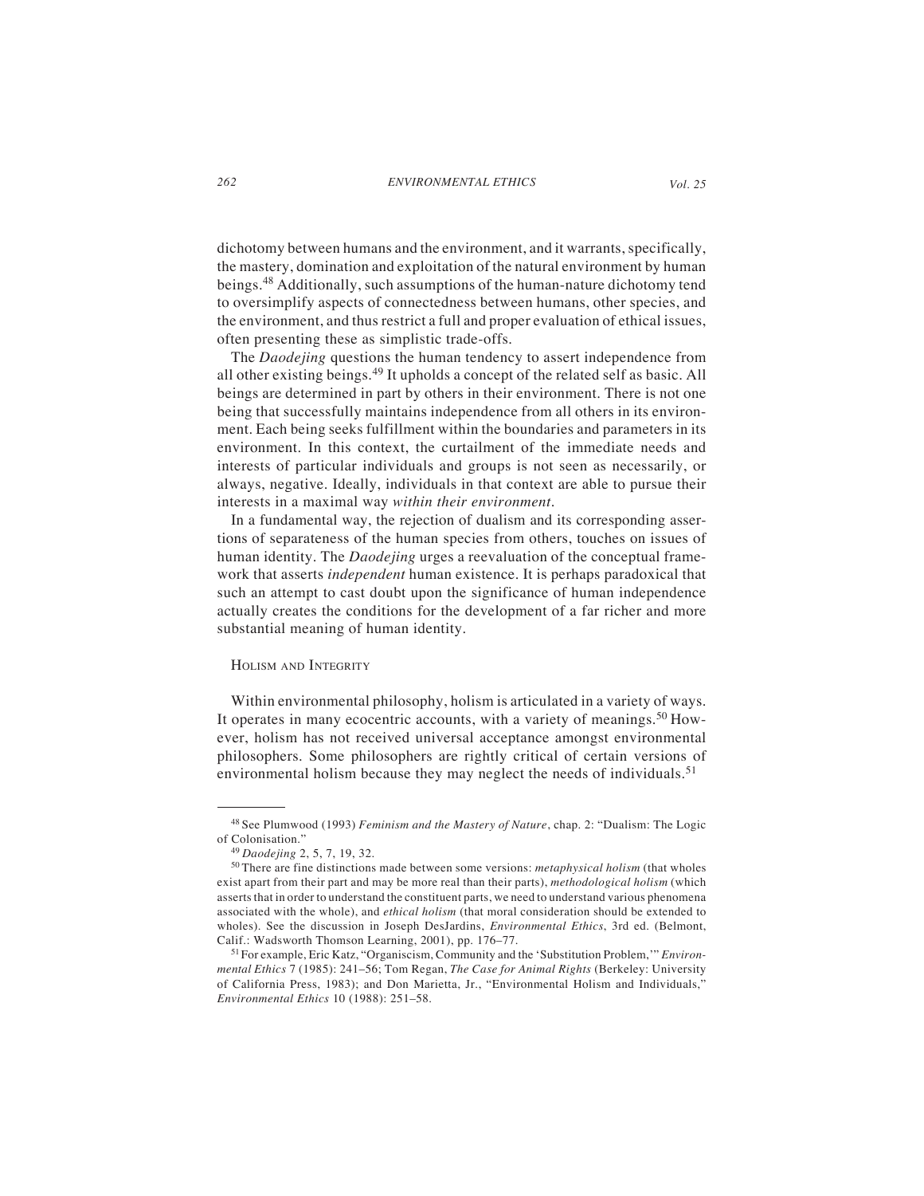dichotomy between humans and the environment, and it warrants, specifically, the mastery, domination and exploitation of the natural environment by human beings.[48] Additionally, such assumptions of the human-nature dichotomy tend to oversimplify aspects of connectedness between humans, other species, and the environment, and thus restrict a full and proper evaluation of ethical issues, often presenting these as simplistic trade-offs.

The *Daodejing* questions the human tendency to assert independence from all other existing beings.[49] It upholds a concept of the related self as basic. All beings are determined in part by others in their environment. There is not one being that successfully maintains independence from all others in its environment. Each being seeks fulfillment within the boundaries and parameters in its environment. In this context, the curtailment of the immediate needs and interests of particular individuals and groups is not seen as necessarily, or always, negative. Ideally, individuals in that context are able to pursue their interests in a maximal way *within their environment*.

In a fundamental way, the rejection of dualism and its corresponding assertions of separateness of the human species from others, touches on issues of human identity. The *Daodejing* urges a reevaluation of the conceptual framework that asserts *independent* human existence. It is perhaps paradoxical that such an attempt to cast doubt upon the significance of human independence actually creates the conditions for the development of a far richer and more substantial meaning of human identity.

## Holism and Integrity

Within environmental philosophy, holism is articulated in a variety of ways. It operates in many ecocentric accounts, with a variety of meanings.[50] However, holism has not received universal acceptance amongst environmental philosophers. Some philosophers are rightly critical of certain versions of environmental holism because they may neglect the needs of individuals.[51]

---

[48] See Plumwood (1993) *Feminism and the Mastery of Nature*, chap. 2: "Dualism: The Logic of Colonisation."

[49] *Daodejing* 2, 5, 7, 19, 32.

[50] There are fine distinctions made between some versions: *metaphysical holism* (that wholes exist apart from their part and may be more real than their parts), *methodological holism* (which asserts that in order to understand the constituent parts, we need to understand various phenomena associated with the whole), and *ethical holism* (that moral consideration should be extended to wholes). See the discussion in Joseph DesJardins, *Environmental Ethics*, 3rd ed. (Belmont, Calif.: Wadsworth Thomson Learning, 2001), pp. 176–77.

[51] For example, Eric Katz, "Organiscism, Community and the 'Substitution Problem,'" *Environmental Ethics* 7 (1985): 241–56; Tom Regan, *The Case for Animal Rights* (Berkeley: University of California Press, 1983); and Don Marietta, Jr., "Environmental Holism and Individuals," *Environmental Ethics* 10 (1988): 251–58.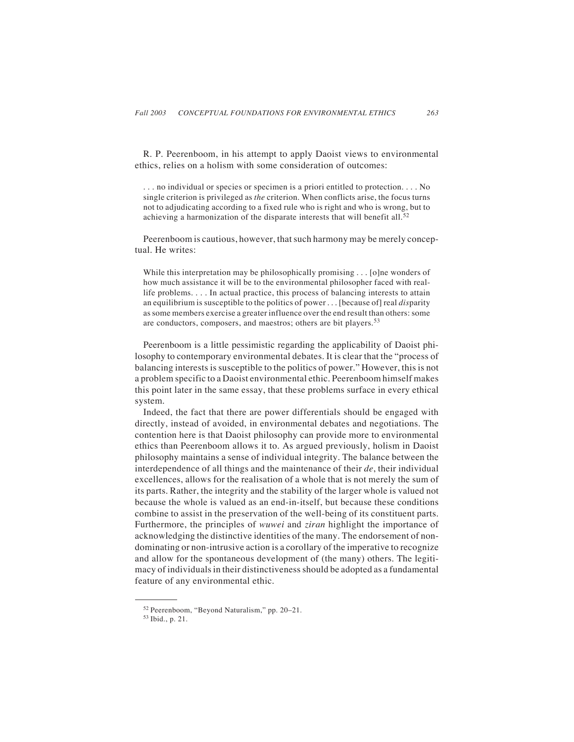R. P. Peerenboom, in his attempt to apply Daoist views to environmental ethics, relies on a holism with some consideration of outcomes:

> . . . no individual or species or specimen is a priori entitled to protection. . . . No single criterion is privileged as *the* criterion. When conflicts arise, the focus turns not to adjudicating according to a fixed rule who is right and who is wrong, but to achieving a harmonization of the disparate interests that will benefit all.[52]

Peerenboom is cautious, however, that such harmony may be merely conceptual. He writes:

> While this interpretation may be philosophically promising . . . [o]ne wonders of how much assistance it will be to the environmental philosopher faced with real-life problems. . . . In actual practice, this process of balancing interests to attain an equilibrium is susceptible to the politics of power . . . [because of] real *dis*parity as some members exercise a greater influence over the end result than others: some are conductors, composers, and maestros; others are bit players.[53]

Peerenboom is a little pessimistic regarding the applicability of Daoist philosophy to contemporary environmental debates. It is clear that the "process of balancing interests is susceptible to the politics of power." However, this is not a problem specific to a Daoist environmental ethic. Peerenboom himself makes this point later in the same essay, that these problems surface in every ethical system.

Indeed, the fact that there are power differentials should be engaged with directly, instead of avoided, in environmental debates and negotiations. The contention here is that Daoist philosophy can provide more to environmental ethics than Peerenboom allows it to. As argued previously, holism in Daoist philosophy maintains a sense of individual integrity. The balance between the interdependence of all things and the maintenance of their *de*, their individual excellences, allows for the realisation of a whole that is not merely the sum of its parts. Rather, the integrity and the stability of the larger whole is valued not because the whole is valued as an end-in-itself, but because these conditions combine to assist in the preservation of the well-being of its constituent parts. Furthermore, the principles of *wuwei* and *ziran* highlight the importance of acknowledging the distinctive identities of the many. The endorsement of non-dominating or non-intrusive action is a corollary of the imperative to recognize and allow for the spontaneous development of (the many) others. The legitimacy of individuals in their distinctiveness should be adopted as a fundamental feature of any environmental ethic.

---

[52] Peerenboom, "Beyond Naturalism," pp. 20–21.

[53] Ibid., p. 21.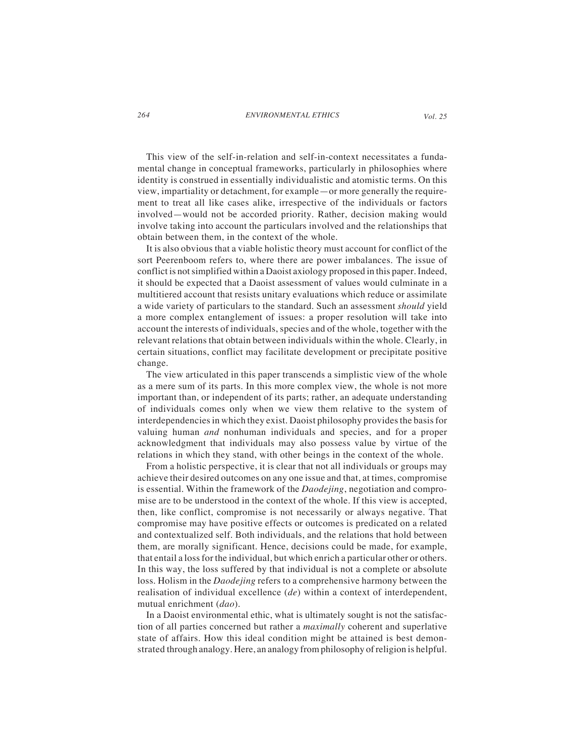This view of the self-in-relation and self-in-context necessitates a fundamental change in conceptual frameworks, particularly in philosophies where identity is construed in essentially individualistic and atomistic terms. On this view, impartiality or detachment, for example—or more generally the requirement to treat all like cases alike, irrespective of the individuals or factors involved—would not be accorded priority. Rather, decision making would involve taking into account the particulars involved and the relationships that obtain between them, in the context of the whole.

It is also obvious that a viable holistic theory must account for conflict of the sort Peerenboom refers to, where there are power imbalances. The issue of conflict is not simplified within a Daoist axiology proposed in this paper. Indeed, it should be expected that a Daoist assessment of values would culminate in a multitiered account that resists unitary evaluations which reduce or assimilate a wide variety of particulars to the standard. Such an assessment *should* yield a more complex entanglement of issues: a proper resolution will take into account the interests of individuals, species and of the whole, together with the relevant relations that obtain between individuals within the whole. Clearly, in certain situations, conflict may facilitate development or precipitate positive change.

The view articulated in this paper transcends a simplistic view of the whole as a mere sum of its parts. In this more complex view, the whole is not more important than, or independent of its parts; rather, an adequate understanding of individuals comes only when we view them relative to the system of interdependencies in which they exist. Daoist philosophy provides the basis for valuing human *and* nonhuman individuals and species, and for a proper acknowledgment that individuals may also possess value by virtue of the relations in which they stand, with other beings in the context of the whole.

From a holistic perspective, it is clear that not all individuals or groups may achieve their desired outcomes on any one issue and that, at times, compromise is essential. Within the framework of the *Daodejing*, negotiation and compromise are to be understood in the context of the whole. If this view is accepted, then, like conflict, compromise is not necessarily or always negative. That compromise may have positive effects or outcomes is predicated on a related and contextualized self. Both individuals, and the relations that hold between them, are morally significant. Hence, decisions could be made, for example, that entail a loss for the individual, but which enrich a particular other or others. In this way, the loss suffered by that individual is not a complete or absolute loss. Holism in the *Daodejing* refers to a comprehensive harmony between the realisation of individual excellence (*de*) within a context of interdependent, mutual enrichment (*dao*).

In a Daoist environmental ethic, what is ultimately sought is not the satisfaction of all parties concerned but rather a *maximally* coherent and superlative state of affairs. How this ideal condition might be attained is best demonstrated through analogy. Here, an analogy from philosophy of religion is helpful.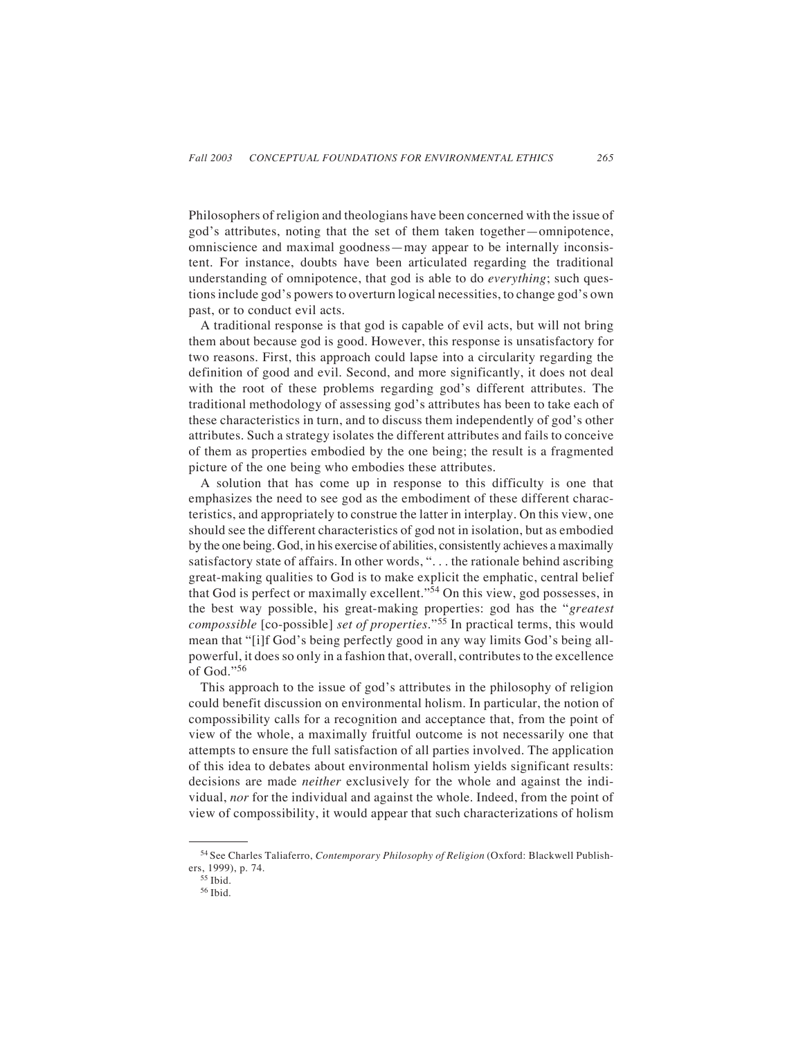Philosophers of religion and theologians have been concerned with the issue of god's attributes, noting that the set of them taken together—omnipotence, omniscience and maximal goodness—may appear to be internally inconsistent. For instance, doubts have been articulated regarding the traditional understanding of omnipotence, that god is able to do *everything*; such questions include god's powers to overturn logical necessities, to change god's own past, or to conduct evil acts.

A traditional response is that god is capable of evil acts, but will not bring them about because god is good. However, this response is unsatisfactory for two reasons. First, this approach could lapse into a circularity regarding the definition of good and evil. Second, and more significantly, it does not deal with the root of these problems regarding god's different attributes. The traditional methodology of assessing god's attributes has been to take each of these characteristics in turn, and to discuss them independently of god's other attributes. Such a strategy isolates the different attributes and fails to conceive of them as properties embodied by the one being; the result is a fragmented picture of the one being who embodies these attributes.

A solution that has come up in response to this difficulty is one that emphasizes the need to see god as the embodiment of these different characteristics, and appropriately to construe the latter in interplay. On this view, one should see the different characteristics of god not in isolation, but as embodied by the one being. God, in his exercise of abilities, consistently achieves a maximally satisfactory state of affairs. In other words, ". . . the rationale behind ascribing great-making qualities to God is to make explicit the emphatic, central belief that God is perfect or maximally excellent."[54] On this view, god possesses, in the best way possible, his great-making properties: god has the "*greatest compossible* [co-possible] *set of properties*."[55] In practical terms, this would mean that "[i]f God's being perfectly good in any way limits God's being all-powerful, it does so only in a fashion that, overall, contributes to the excellence of God."[56]

This approach to the issue of god's attributes in the philosophy of religion could benefit discussion on environmental holism. In particular, the notion of compossibility calls for a recognition and acceptance that, from the point of view of the whole, a maximally fruitful outcome is not necessarily one that attempts to ensure the full satisfaction of all parties involved. The application of this idea to debates about environmental holism yields significant results: decisions are made *neither* exclusively for the whole and against the individual, *nor* for the individual and against the whole. Indeed, from the point of view of compossibility, it would appear that such characterizations of holism

---

[54] See Charles Taliaferro, *Contemporary Philosophy of Religion* (Oxford: Blackwell Publishers, 1999), p. 74.

[55] Ibid.

[56] Ibid.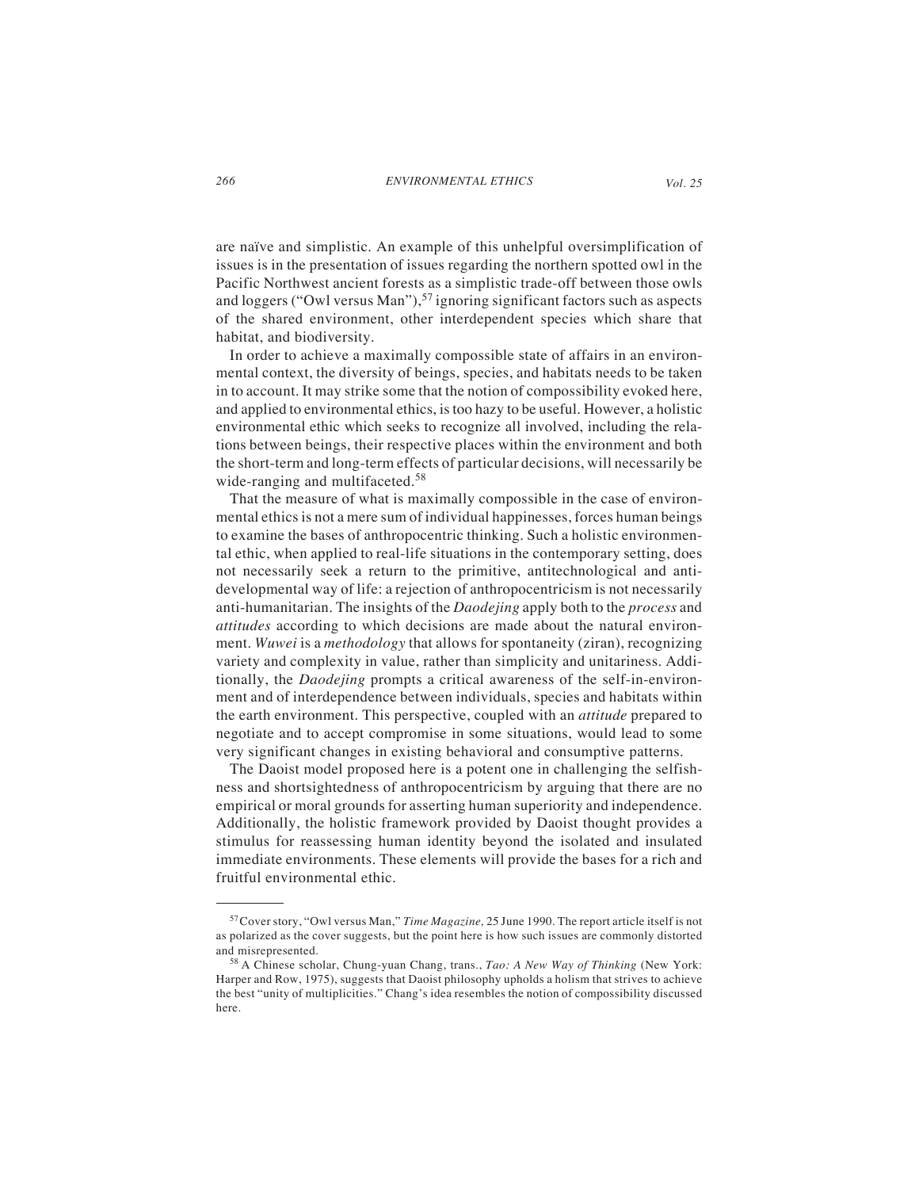are naïve and simplistic. An example of this unhelpful oversimplification of issues is in the presentation of issues regarding the northern spotted owl in the Pacific Northwest ancient forests as a simplistic trade-off between those owls and loggers ("Owl versus Man"),[57] ignoring significant factors such as aspects of the shared environment, other interdependent species which share that habitat, and biodiversity.

In order to achieve a maximally compossible state of affairs in an environmental context, the diversity of beings, species, and habitats needs to be taken in to account. It may strike some that the notion of compossibility evoked here, and applied to environmental ethics, is too hazy to be useful. However, a holistic environmental ethic which seeks to recognize all involved, including the relations between beings, their respective places within the environment and both the short-term and long-term effects of particular decisions, will necessarily be wide-ranging and multifaceted.[58]

That the measure of what is maximally compossible in the case of environmental ethics is not a mere sum of individual happinesses, forces human beings to examine the bases of anthropocentric thinking. Such a holistic environmental ethic, when applied to real-life situations in the contemporary setting, does not necessarily seek a return to the primitive, antitechnological and anti-developmental way of life: a rejection of anthropocentricism is not necessarily anti-humanitarian. The insights of the *Daodejing* apply both to the *process* and *attitudes* according to which decisions are made about the natural environment. *Wuwei* is a *methodology* that allows for spontaneity (ziran), recognizing variety and complexity in value, rather than simplicity and unitariness. Additionally, the *Daodejing* prompts a critical awareness of the self-in-environment and of interdependence between individuals, species and habitats within the earth environment. This perspective, coupled with an *attitude* prepared to negotiate and to accept compromise in some situations, would lead to some very significant changes in existing behavioral and consumptive patterns.

The Daoist model proposed here is a potent one in challenging the selfishness and shortsightedness of anthropocentrism by arguing that there are no empirical or moral grounds for asserting human superiority and independence. Additionally, the holistic framework provided by Daoist thought provides a stimulus for reassessing human identity beyond the isolated and insulated immediate environments. These elements will provide the bases for a rich and fruitful environmental ethic.

---

[57] Cover story, "Owl versus Man," *Time Magazine,* 25 June 1990. The report article itself is not as polarized as the cover suggests, but the point here is how such issues are commonly distorted and misrepresented.

[58] A Chinese scholar, Chung-yuan Chang, trans., *Tao: A New Way of Thinking* (New York: Harper and Row, 1975), suggests that Daoist philosophy upholds a holism that strives to achieve the best "unity of multiplicities." Chang's idea resembles the notion of compossibility discussed here.